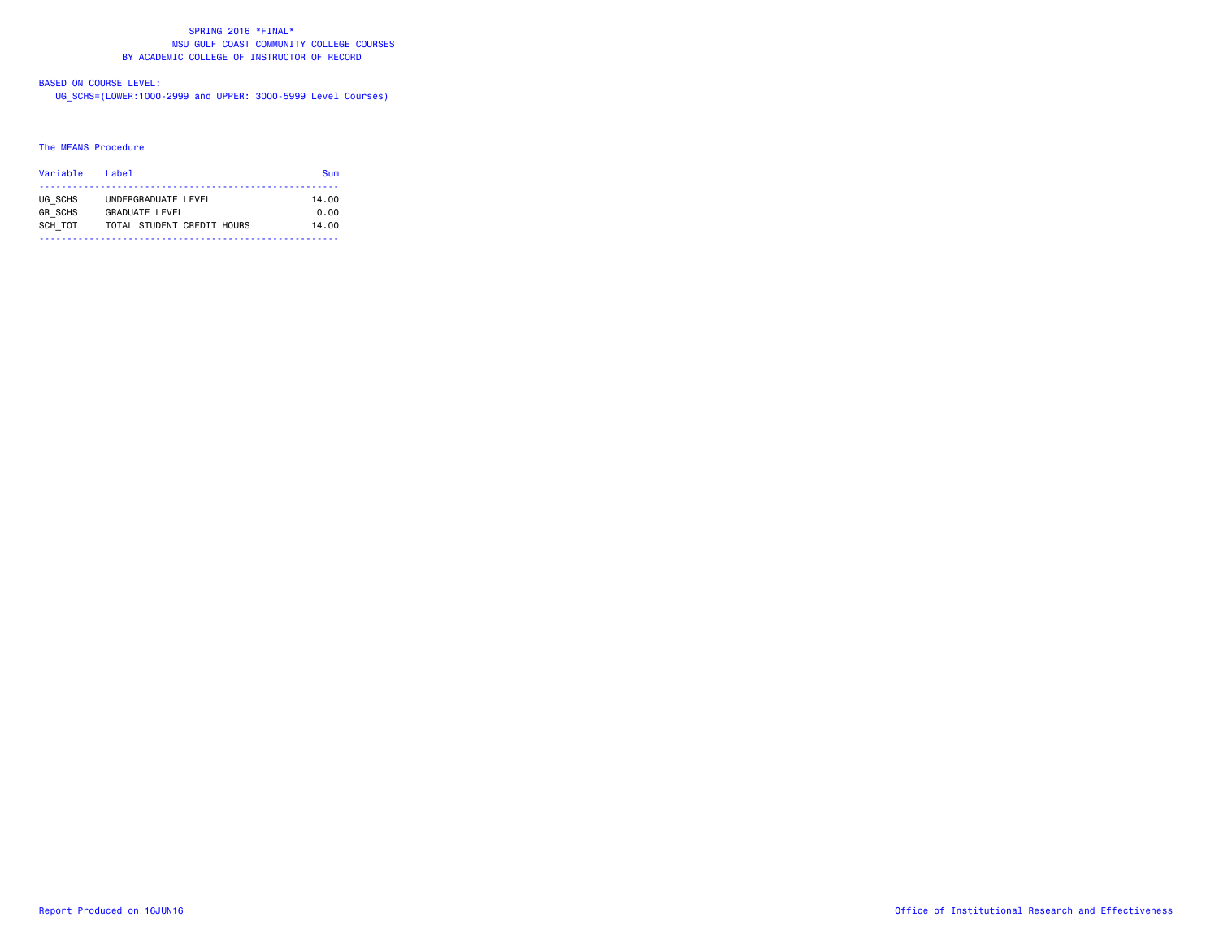SPRING 2016 *FINAL*
MSU GULF COAST COMMUNITY COLLEGE COURSES
BY ACADEMIC COLLEGE OF INSTRUCTOR OF RECORD

BASED ON COURSE LEVEL:
UG_SCHS=(LOWER:1000-2999 and UPPER: 3000-5999 Level Courses)

The MEANS Procedure

| Variable | Label | Sum |
|---|---|---|
| UG_SCHS | UNDERGRADUATE LEVEL | 14.00 |
| GR_SCHS | GRADUATE LEVEL | 0.00 |
| SCH_TOT | TOTAL STUDENT CREDIT HOURS | 14.00 |

Report Produced on 16JUN16

Office of Institutional Research and Effectiveness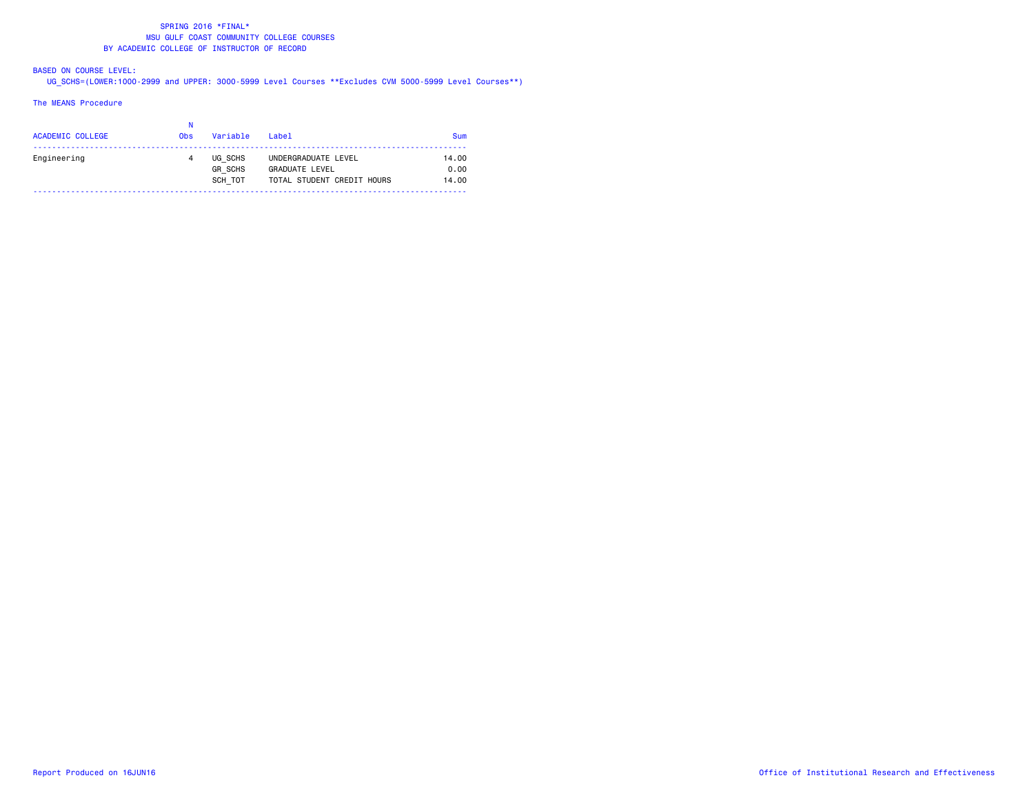SPRING 2016 *FINAL*
MSU GULF COAST COMMUNITY COLLEGE COURSES
BY ACADEMIC COLLEGE OF INSTRUCTOR OF RECORD

BASED ON COURSE LEVEL:
UG_SCHS=(LOWER:1000-2999 and UPPER: 3000-5999 Level Courses **Excludes CVM 5000-5999 Level Courses**)

The MEANS Procedure

| ACADEMIC COLLEGE | N Obs | Variable | Label | Sum |
|---|---|---|---|---|
| Engineering | 4 | UG_SCHS | UNDERGRADUATE LEVEL | 14.00 |
| | | GR_SCHS | GRADUATE LEVEL | 0.00 |
| | | SCH_TOT | TOTAL STUDENT CREDIT HOURS | 14.00 |

Report Produced on 16JUN16

Office of Institutional Research and Effectiveness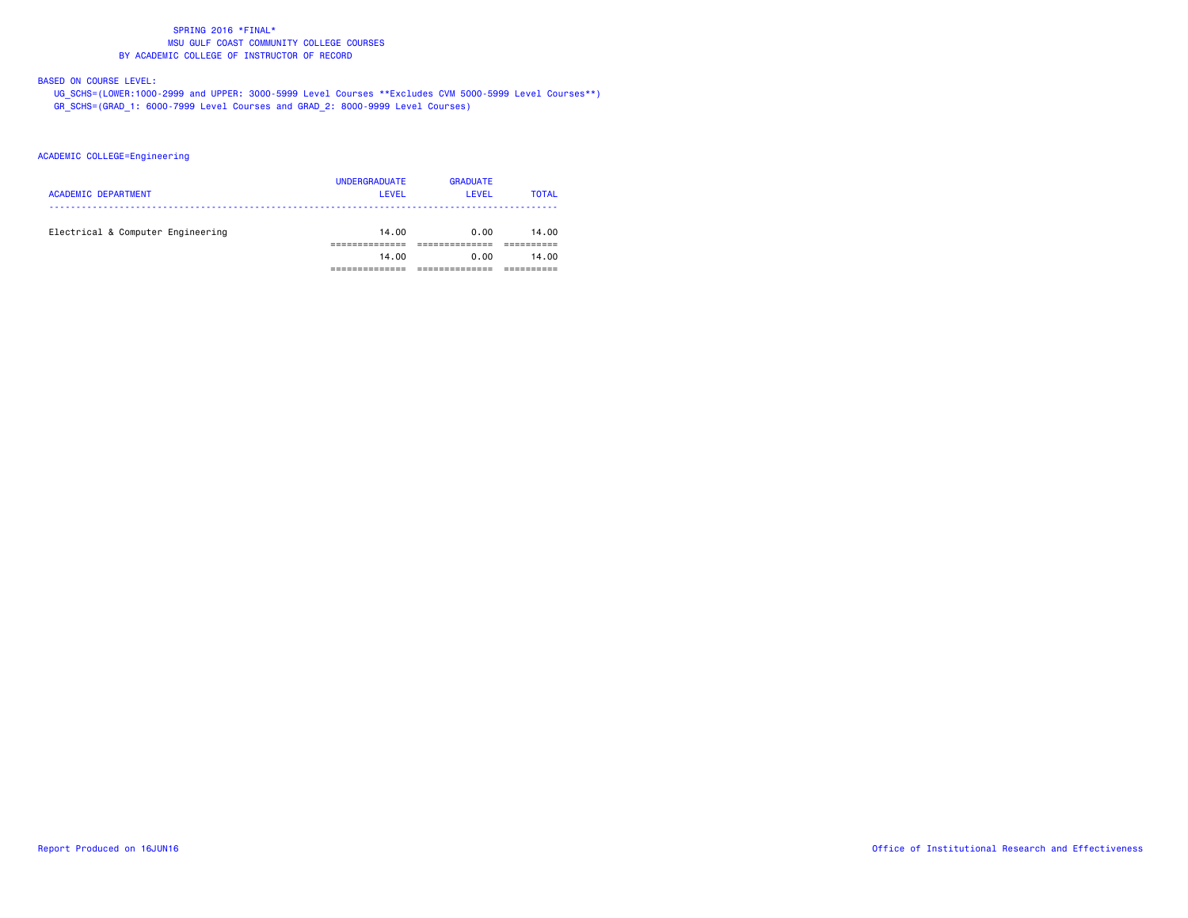SPRING 2016 *FINAL*
MSU GULF COAST COMMUNITY COLLEGE COURSES
BY ACADEMIC COLLEGE OF INSTRUCTOR OF RECORD

BASED ON COURSE LEVEL:
UG_SCHS=(LOWER:1000-2999 and UPPER: 3000-5999 Level Courses **Excludes CVM 5000-5999 Level Courses**)
GR_SCHS=(GRAD_1: 6000-7999 Level Courses and GRAD_2: 8000-9999 Level Courses)

ACADEMIC COLLEGE=Engineering

| ACADEMIC DEPARTMENT | UNDERGRADUATE LEVEL | GRADUATE LEVEL | TOTAL |
|---|---|---|---|
| Electrical & Computer Engineering | 14.00 | 0.00 | 14.00 |
| | 14.00 | 0.00 | 14.00 |

Report Produced on 16JUN16

Office of Institutional Research and Effectiveness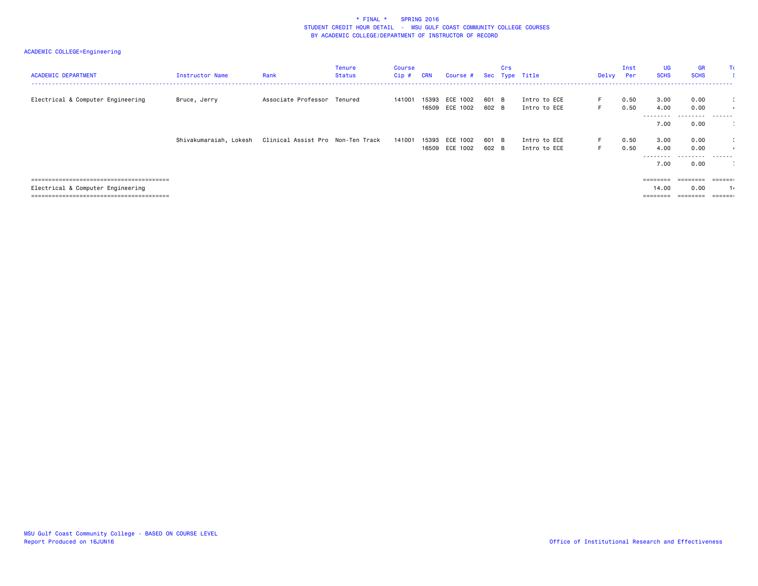\* FINAL \*    SPRING 2016
STUDENT CREDIT HOUR DETAIL - MSU GULF COAST COMMUNITY COLLEGE COURSES
BY ACADEMIC COLLEGE/DEPARTMENT OF INSTRUCTOR OF RECORD

ACADEMIC COLLEGE=Engineering

| ACADEMIC DEPARTMENT | Instructor Name | Rank | Tenure Status | Course Cip # | CRN | Course # | Sec | Crs Type | Title | Delvy | Inst Per | UG SCHS | GR SCHS | To |
|---|---|---|---|---|---|---|---|---|---|---|---|---|---|---|
| Electrical & Computer Engineering | Bruce, Jerry | Associate Professor | Tenured | 141001 | 15393 | ECE 1002 | 601 | B | Intro to ECE | F | 0.50 | 3.00 | 0.00 | : |
| | | | | | 16509 | ECE 1002 | 602 | B | Intro to ECE | F | 0.50 | 4.00 | 0.00 | |
| | | | | | | | | | | | | 7.00 | 0.00 | |
| | Shivakumaraiah, Lokesh | Clinical Assist Pro | Non-Ten Track | 141001 | 15393 | ECE 1002 | 601 | B | Intro to ECE | F | 0.50 | 3.00 | 0.00 | : |
| | | | | | 16509 | ECE 1002 | 602 | B | Intro to ECE | F | 0.50 | 4.00 | 0.00 | |
| | | | | | | | | | | | | 7.00 | 0.00 | |
| Electrical & Computer Engineering | | | | | | | | | | | | 14.00 | 0.00 | 1 |

MSU Gulf Coast Community College - BASED ON COURSE LEVEL
Report Produced on 16JUN16

Office of Institutional Research and Effectiveness